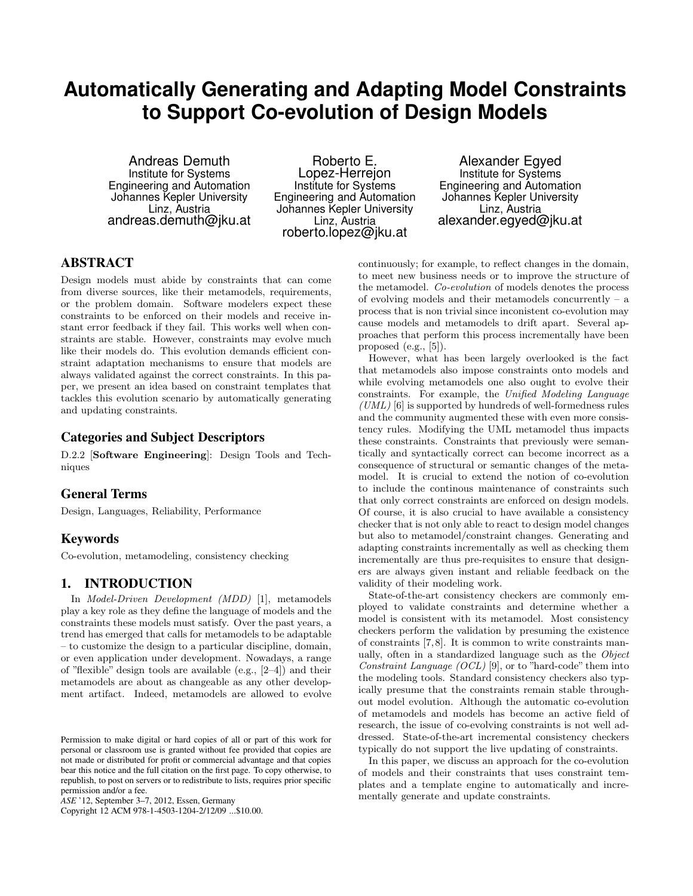# Automatically Generating and Adapting Model Constraints to Support Co-evolution of Design Models

Andreas Demuth
Institute for Systems Engineering and Automation
Johannes Kepler University
Linz, Austria
andreas.demuth@jku.at

Roberto E. Lopez-Herrejon
Institute for Systems Engineering and Automation
Johannes Kepler University
Linz, Austria
roberto.lopez@jku.at

Alexander Egyed
Institute for Systems Engineering and Automation
Johannes Kepler University
Linz, Austria
alexander.egyed@jku.at

## ABSTRACT

Design models must abide by constraints that can come from diverse sources, like their metamodels, requirements, or the problem domain. Software modelers expect these constraints to be enforced on their models and receive instant error feedback if they fail. This works well when constraints are stable. However, constraints may evolve much like their models do. This evolution demands efficient constraint adaptation mechanisms to ensure that models are always validated against the correct constraints. In this paper, we present an idea based on constraint templates that tackles this evolution scenario by automatically generating and updating constraints.

### Categories and Subject Descriptors

D.2.2 [**Software Engineering**]: Design Tools and Techniques

### General Terms

Design, Languages, Reliability, Performance

### Keywords

Co-evolution, metamodeling, consistency checking

## 1. INTRODUCTION

In *Model-Driven Development (MDD)* [1], metamodels play a key role as they define the language of models and the constraints these models must satisfy. Over the past years, a trend has emerged that calls for metamodels to be adaptable – to customize the design to a particular discipline, domain, or even application under development. Nowadays, a range of "flexible" design tools are available (e.g., [2–4]) and their metamodels are about as changeable as any other development artifact. Indeed, metamodels are allowed to evolve continuously; for example, to reflect changes in the domain, to meet new business needs or to improve the structure of the metamodel. *Co-evolution* of models denotes the process of evolving models and their metamodels concurrently – a process that is non trivial since inconistent co-evolution may cause models and metamodels to drift apart. Several approaches that perform this process incrementally have been proposed (e.g., [5]).

However, what has been largely overlooked is the fact that metamodels also impose constraints onto models and while evolving metamodels one also ought to evolve their constraints. For example, the *Unified Modeling Language (UML)* [6] is supported by hundreds of well-formedness rules and the community augmented these with even more consistency rules. Modifying the UML metamodel thus impacts these constraints. Constraints that previously were semantically and syntactically correct can become incorrect as a consequence of structural or semantic changes of the metamodel. It is crucial to extend the notion of co-evolution to include the continous maintenance of constraints such that only correct constraints are enforced on design models. Of course, it is also crucial to have available a consistency checker that is not only able to react to design model changes but also to metamodel/constraint changes. Generating and adapting constraints incrementally as well as checking them incrementally are thus pre-requisites to ensure that designers are always given instant and reliable feedback on the validity of their modeling work.

State-of-the-art consistency checkers are commonly employed to validate constraints and determine whether a model is consistent with its metamodel. Most consistency checkers perform the validation by presuming the existence of constraints [7,8]. It is common to write constraints manually, often in a standardized language such as the *Object Constraint Language (OCL)* [9], or to "hard-code" them into the modeling tools. Standard consistency checkers also typically presume that the constraints remain stable throughout model evolution. Although the automatic co-evolution of metamodels and models has become an active field of research, the issue of co-evolving constraints is not well addressed. State-of-the-art incremental consistency checkers typically do not support the live updating of constraints.

In this paper, we discuss an approach for the co-evolution of models and their constraints that uses constraint templates and a template engine to automatically and incrementally generate and update constraints.

Permission to make digital or hard copies of all or part of this work for personal or classroom use is granted without fee provided that copies are not made or distributed for profit or commercial advantage and that copies bear this notice and the full citation on the first page. To copy otherwise, to republish, to post on servers or to redistribute to lists, requires prior specific permission and/or a fee.
*ASE* '12, September 3–7, 2012, Essen, Germany
Copyright 12 ACM 978-1-4503-1204-2/12/09 ...$10.00.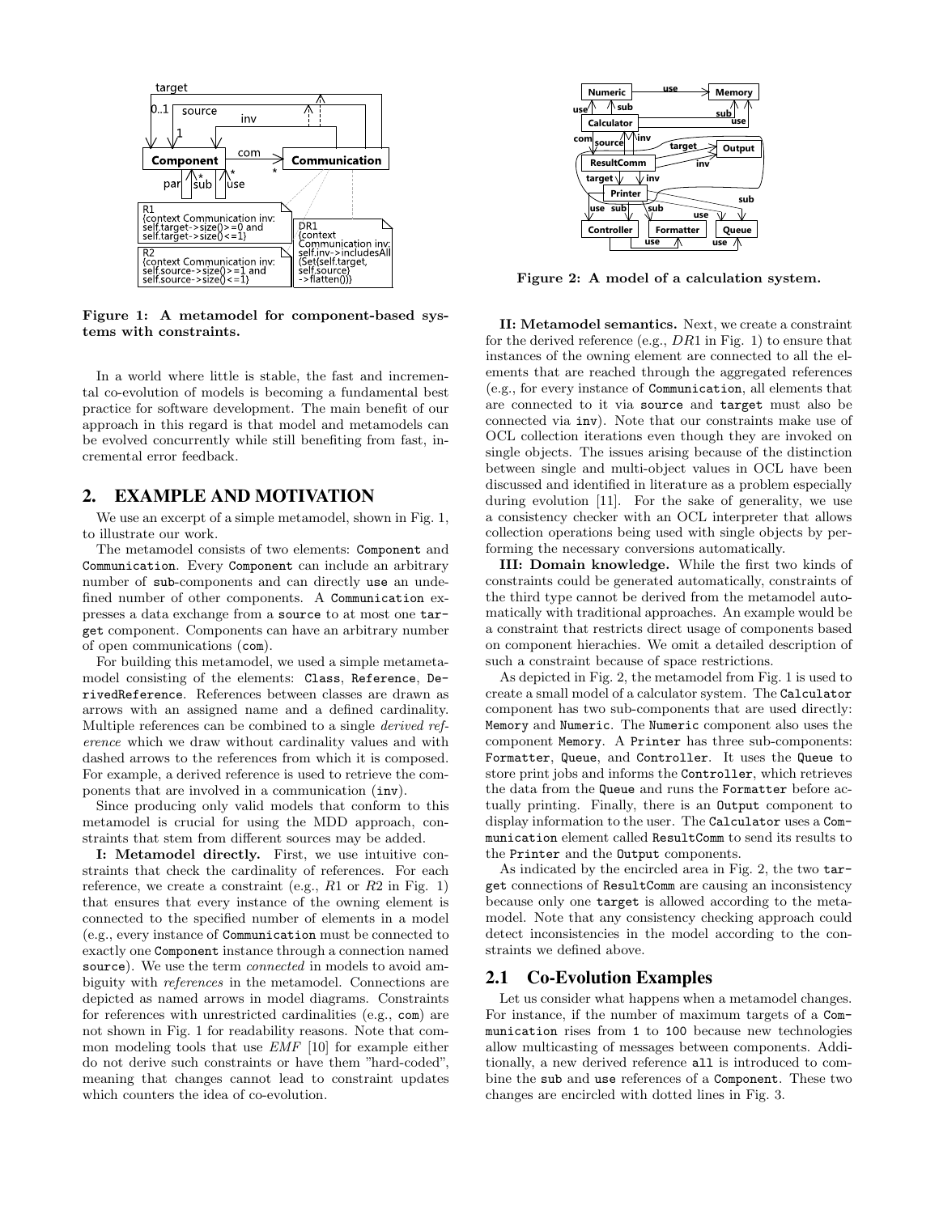target
0..1 source
inv
1
com
Component
Communication
par sub use
R1
{context Communication inv:
self.target->size()>=0 and
self.target->size()<=1}
R2
{context Communication inv:
self.source->size()>=1 and
self.source->size()<=1}
DR1
{context
Communication inv:
self.inv->includesAll
(Set{self.target,
self.source}
->flatten())}

**Figure 1: A metamodel for component-based systems with constraints.**

In a world where little is stable, the fast and incremental co-evolution of models is becoming a fundamental best practice for software development. The main benefit of our approach in this regard is that model and metamodels can be evolved concurrently while still benefiting from fast, incremental error feedback.

## 2. EXAMPLE AND MOTIVATION

We use an excerpt of a simple metamodel, shown in Fig. 1, to illustrate our work.

The metamodel consists of two elements: `Component` and `Communication`. Every `Component` can include an arbitrary number of `sub`-components and can directly `use` an undefined number of other components. A `Communication` expresses a data exchange from a `source` to at most one `target` component. Components can have an arbitrary number of open communications (`com`).

For building this metamodel, we used a simple metametamodel consisting of the elements: `Class`, `Reference`, `DerivedReference`. References between classes are drawn as arrows with an assigned name and a defined cardinality. Multiple references can be combined to a single *derived reference* which we draw without cardinality values and with dashed arrows to the references from which it is composed. For example, a derived reference is used to retrieve the components that are involved in a communication (`inv`).

Since producing only valid models that conform to this metamodel is crucial for using the MDD approach, constraints that stem from different sources may be added.

**I: Metamodel directly.** First, we use intuitive constraints that check the cardinality of references. For each reference, we create a constraint (e.g., $R1$ or $R2$ in Fig. 1) that ensures that every instance of the owning element is connected to the specified number of elements in a model (e.g., every instance of `Communication` must be connected to exactly one `Component` instance through a connection named `source`). We use the term *connected* in models to avoid ambiguity with *references* in the metamodel. Connections are depicted as named arrows in model diagrams. Constraints for references with unrestricted cardinalities (e.g., `com`) are not shown in Fig. 1 for readability reasons. Note that common modeling tools that use *EMF* [10] for example either do not derive such constraints or have them "hard-coded", meaning that changes cannot lead to constraint updates which counters the idea of co-evolution.

Numeric use Memory
use sub sub use
Calculator
com source inv target Output
ResultComm inv
target inv
Printer sub
use sub sub use
Controller Formatter Queue
use use

**Figure 2: A model of a calculation system.**

**II: Metamodel semantics.** Next, we create a constraint for the derived reference (e.g., $DR1$ in Fig. 1) to ensure that instances of the owning element are connected to all the elements that are reached through the aggregated references (e.g., for every instance of `Communication`, all elements that are connected to it via `source` and `target` must also be connected via `inv`). Note that our constraints make use of OCL collection iterations even though they are invoked on single objects. The issues arising because of the distinction between single and multi-object values in OCL have been discussed and identified in literature as a problem especially during evolution [11]. For the sake of generality, we use a consistency checker with an OCL interpreter that allows collection operations being used with single objects by performing the necessary conversions automatically.

**III: Domain knowledge.** While the first two kinds of constraints could be generated automatically, constraints of the third type cannot be derived from the metamodel automatically with traditional approaches. An example would be a constraint that restricts direct usage of components based on component hierachies. We omit a detailed description of such a constraint because of space restrictions.

As depicted in Fig. 2, the metamodel from Fig. 1 is used to create a small model of a calculator system. The `Calculator` component has two sub-components that are used directly: `Memory` and `Numeric`. The `Numeric` component also uses the component `Memory`. A `Printer` has three sub-components: `Formatter`, `Queue`, and `Controller`. It uses the `Queue` to store print jobs and informs the `Controller`, which retrieves the data from the `Queue` and runs the `Formatter` before actually printing. Finally, there is an `Output` component to display information to the user. The `Calculator` uses a `Communication` element called `ResultComm` to send its results to the `Printer` and the `Output` components.

As indicated by the encircled area in Fig. 2, the two `target` connections of `ResultComm` are causing an inconsistency because only one `target` is allowed according to the metamodel. Note that any consistency checking approach could detect inconsistencies in the model according to the constraints we defined above.

### 2.1 Co-Evolution Examples

Let us consider what happens when a metamodel changes. For instance, if the number of maximum targets of a `Communication` rises from `1` to `100` because new technologies allow multicasting of messages between components. Additionally, a new derived reference `all` is introduced to combine the `sub` and `use` references of a `Component`. These two changes are encircled with dotted lines in Fig. 3.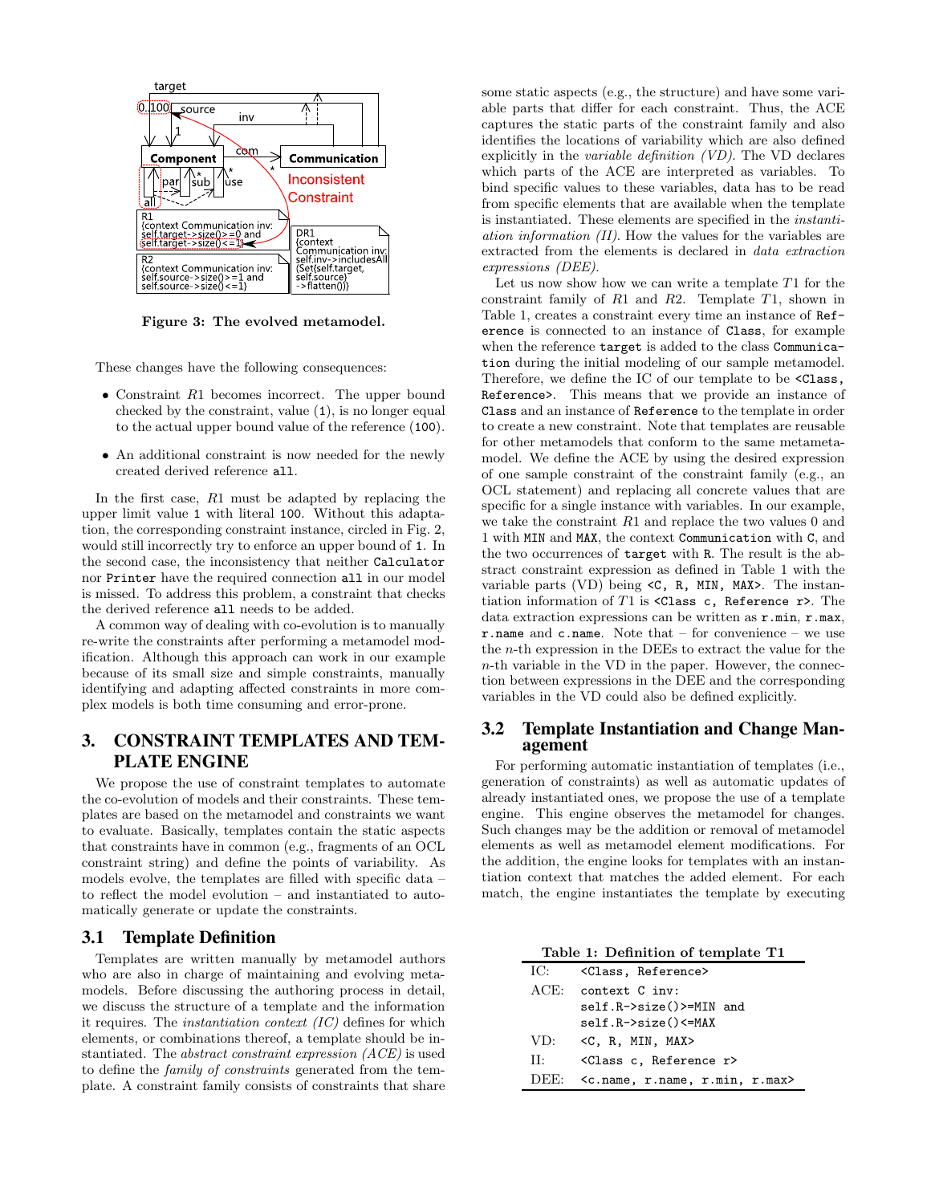target

0..100 source

inv

1

com

Component

Communication

*

Inconsistent

Constraint

par sub use

all

R1
{context Communication inv:
self.target->size()>=0 and
self.target->size()<=1}

R2
{context Communication inv:
self.source->size()>=1 and
self.source->size()<=1}

DR1
{context
Communication inv:
self.inv->includesAll
(Set{self.target,
self.source}
->flatten())}

**Figure 3: The evolved metamodel.**

These changes have the following consequences:

- Constraint $R1$ becomes incorrect. The upper bound checked by the constraint, value (1), is no longer equal to the actual upper bound value of the reference (100).
- An additional constraint is now needed for the newly created derived reference `all`.

In the first case, $R1$ must be adapted by replacing the upper limit value `1` with literal `100`. Without this adaptation, the corresponding constraint instance, circled in Fig. 2, would still incorrectly try to enforce an upper bound of `1`. In the second case, the inconsistency that neither `Calculator` nor `Printer` have the required connection `all` in our model is missed. To address this problem, a constraint that checks the derived reference `all` needs to be added.

A common way of dealing with co-evolution is to manually re-write the constraints after performing a metamodel modification. Although this approach can work in our example because of its small size and simple constraints, manually identifying and adapting affected constraints in more complex models is both time consuming and error-prone.

# 3. CONSTRAINT TEMPLATES AND TEMPLATE ENGINE

We propose the use of constraint templates to automate the co-evolution of models and their constraints. These templates are based on the metamodel and constraints we want to evaluate. Basically, templates contain the static aspects that constraints have in common (e.g., fragments of an OCL constraint string) and define the points of variability. As models evolve, the templates are filled with specific data – to reflect the model evolution – and instantiated to automatically generate or update the constraints.

## 3.1 Template Definition

Templates are written manually by metamodel authors who are also in charge of maintaining and evolving metamodels. Before discussing the authoring process in detail, we discuss the structure of a template and the information it requires. The *instantiation context (IC)* defines for which elements, or combinations thereof, a template should be instantiated. The *abstract constraint expression (ACE)* is used to define the *family of constraints* generated from the template. A constraint family consists of constraints that share some static aspects (e.g., the structure) and have some variable parts that differ for each constraint. Thus, the ACE captures the static parts of the constraint family and also identifies the locations of variability which are also defined explicitly in the *variable definition (VD)*. The VD declares which parts of the ACE are interpreted as variables. To bind specific values to these variables, data has to be read from specific elements that are available when the template is instantiated. These elements are specified in the *instantiation information (II)*. How the values for the variables are extracted from the elements is declared in *data extraction expressions (DEE)*.

Let us now show how we can write a template $T1$ for the constraint family of $R1$ and $R2$. Template $T1$, shown in Table 1, creates a constraint every time an instance of `Reference` is connected to an instance of `Class`, for example when the reference `target` is added to the class `Communication` during the initial modeling of our sample metamodel. Therefore, we define the IC of our template to be `<Class, Reference>`. This means that we provide an instance of `Class` and an instance of `Reference` to the template in order to create a new constraint. Note that templates are reusable for other metamodels that conform to the same metametamodel. We define the ACE by using the desired expression of one sample constraint of the constraint family (e.g., an OCL statement) and replacing all concrete values that are specific for a single instance with variables. In our example, we take the constraint $R1$ and replace the two values 0 and 1 with `MIN` and `MAX`, the context `Communication` with `C`, and the two occurrences of `target` with `R`. The result is the abstract constraint expression as defined in Table 1 with the variable parts (VD) being `<C, R, MIN, MAX>`. The instantiation information of $T1$ is `<Class c, Reference r>`. The data extraction expressions can be written as `r.min`, `r.max`, `r.name` and `c.name`. Note that – for convenience – we use the $n$-th expression in the DEEs to extract the value for the $n$-th variable in the VD in the paper. However, the connection between expressions in the DEE and the corresponding variables in the VD could also be defined explicitly.

## 3.2 Template Instantiation and Change Management

For performing automatic instantiation of templates (i.e., generation of constraints) as well as automatic updates of already instantiated ones, we propose the use of a template engine. This engine observes the metamodel for changes. Such changes may be the addition or removal of metamodel elements as well as metamodel element modifications. For the addition, the engine looks for templates with an instantiation context that matches the added element. For each match, the engine instantiates the template by executing

**Table 1: Definition of template T1**

| | |
|---|---|
| IC: | `<Class, Reference>` |
| ACE: | `context C inv:` `self.R->size()>=MIN and` `self.R->size()<=MAX` |
| VD: | `<C, R, MIN, MAX>` |
| II: | `<Class c, Reference r>` |
| DEE: | `<c.name, r.name, r.min, r.max>` |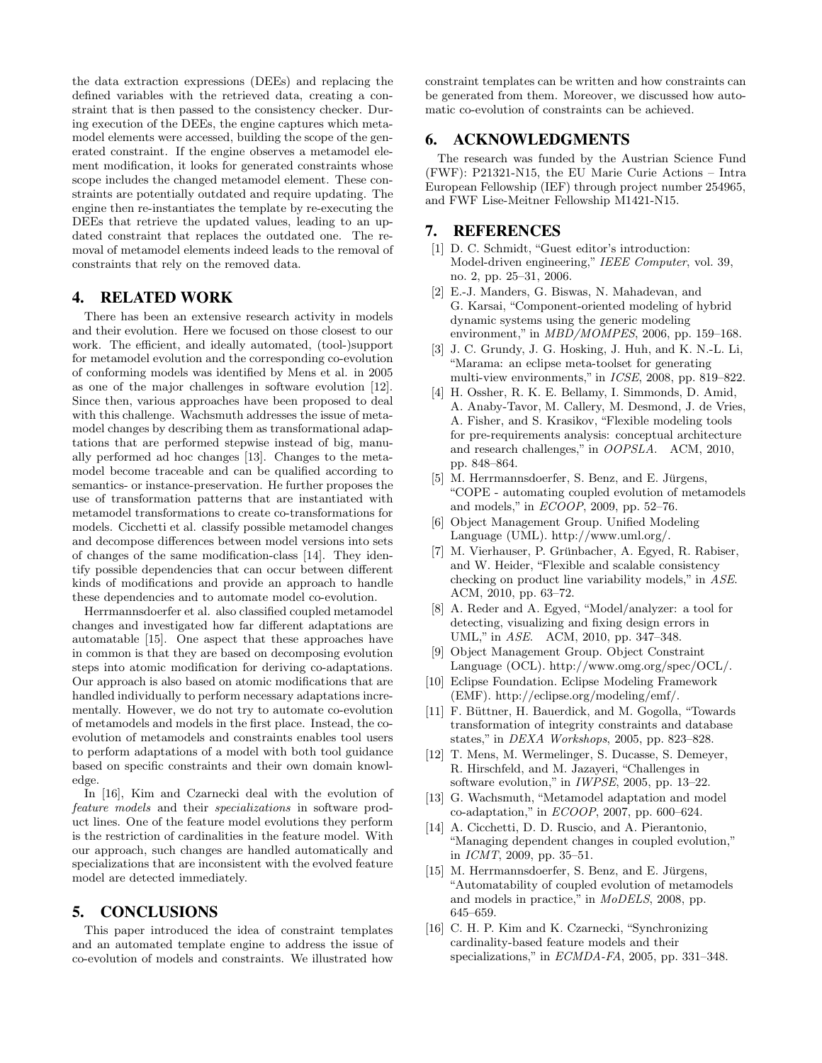the data extraction expressions (DEEs) and replacing the defined variables with the retrieved data, creating a constraint that is then passed to the consistency checker. During execution of the DEEs, the engine captures which metamodel elements were accessed, building the scope of the generated constraint. If the engine observes a metamodel element modification, it looks for generated constraints whose scope includes the changed metamodel element. These constraints are potentially outdated and require updating. The engine then re-instantiates the template by re-executing the DEEs that retrieve the updated values, leading to an updated constraint that replaces the outdated one. The removal of metamodel elements indeed leads to the removal of constraints that rely on the removed data.

## 4. RELATED WORK

There has been an extensive research activity in models and their evolution. Here we focused on those closest to our work. The efficient, and ideally automated, (tool-)support for metamodel evolution and the corresponding co-evolution of conforming models was identified by Mens et al. in 2005 as one of the major challenges in software evolution [12]. Since then, various approaches have been proposed to deal with this challenge. Wachsmuth addresses the issue of metamodel changes by describing them as transformational adaptations that are performed stepwise instead of big, manually performed ad hoc changes [13]. Changes to the metamodel become traceable and can be qualified according to semantics- or instance-preservation. He further proposes the use of transformation patterns that are instantiated with metamodel transformations to create co-transformations for models. Cicchetti et al. classify possible metamodel changes and decompose differences between model versions into sets of changes of the same modification-class [14]. They identify possible dependencies that can occur between different kinds of modifications and provide an approach to handle these dependencies and to automate model co-evolution.

Herrmannsdoerfer et al. also classified coupled metamodel changes and investigated how far different adaptations are automatable [15]. One aspect that these approaches have in common is that they are based on decomposing evolution steps into atomic modification for deriving co-adaptations. Our approach is also based on atomic modifications that are handled individually to perform necessary adaptations incrementally. However, we do not try to automate co-evolution of metamodels and models in the first place. Instead, the co-evolution of metamodels and constraints enables tool users to perform adaptations of a model with both tool guidance based on specific constraints and their own domain knowledge.

In [16], Kim and Czarnecki deal with the evolution of *feature models* and their *specializations* in software product lines. One of the feature model evolutions they perform is the restriction of cardinalities in the feature model. With our approach, such changes are handled automatically and specializations that are inconsistent with the evolved feature model are detected immediately.

## 5. CONCLUSIONS

This paper introduced the idea of constraint templates and an automated template engine to address the issue of co-evolution of models and constraints. We illustrated how constraint templates can be written and how constraints can be generated from them. Moreover, we discussed how automatic co-evolution of constraints can be achieved.

## 6. ACKNOWLEDGMENTS

The research was funded by the Austrian Science Fund (FWF): P21321-N15, the EU Marie Curie Actions – Intra European Fellowship (IEF) through project number 254965, and FWF Lise-Meitner Fellowship M1421-N15.

## 7. REFERENCES

[1] D. C. Schmidt, "Guest editor's introduction: Model-driven engineering," *IEEE Computer*, vol. 39, no. 2, pp. 25–31, 2006.

[2] E.-J. Manders, G. Biswas, N. Mahadevan, and G. Karsai, "Component-oriented modeling of hybrid dynamic systems using the generic modeling environment," in *MBD/MOMPES*, 2006, pp. 159–168.

[3] J. C. Grundy, J. G. Hosking, J. Huh, and K. N.-L. Li, "Marama: an eclipse meta-toolset for generating multi-view environments," in *ICSE*, 2008, pp. 819–822.

[4] H. Ossher, R. K. E. Bellamy, I. Simmonds, D. Amid, A. Anaby-Tavor, M. Callery, M. Desmond, J. de Vries, A. Fisher, and S. Krasikov, "Flexible modeling tools for pre-requirements analysis: conceptual architecture and research challenges," in *OOPSLA*. ACM, 2010, pp. 848–864.

[5] M. Herrmannsdoerfer, S. Benz, and E. Jürgens, "COPE - automating coupled evolution of metamodels and models," in *ECOOP*, 2009, pp. 52–76.

[6] Object Management Group. Unified Modeling Language (UML). http://www.uml.org/.

[7] M. Vierhauser, P. Grünbacher, A. Egyed, R. Rabiser, and W. Heider, "Flexible and scalable consistency checking on product line variability models," in *ASE*. ACM, 2010, pp. 63–72.

[8] A. Reder and A. Egyed, "Model/analyzer: a tool for detecting, visualizing and fixing design errors in UML," in *ASE*. ACM, 2010, pp. 347–348.

[9] Object Management Group. Object Constraint Language (OCL). http://www.omg.org/spec/OCL/.

[10] Eclipse Foundation. Eclipse Modeling Framework (EMF). http://eclipse.org/modeling/emf/.

[11] F. Büttner, H. Bauerdick, and M. Gogolla, "Towards transformation of integrity constraints and database states," in *DEXA Workshops*, 2005, pp. 823–828.

[12] T. Mens, M. Wermelinger, S. Ducasse, S. Demeyer, R. Hirschfeld, and M. Jazayeri, "Challenges in software evolution," in *IWPSE*, 2005, pp. 13–22.

[13] G. Wachsmuth, "Metamodel adaptation and model co-adaptation," in *ECOOP*, 2007, pp. 600–624.

[14] A. Cicchetti, D. D. Ruscio, and A. Pierantonio, "Managing dependent changes in coupled evolution," in *ICMT*, 2009, pp. 35–51.

[15] M. Herrmannsdoerfer, S. Benz, and E. Jürgens, "Automatability of coupled evolution of metamodels and models in practice," in *MoDELS*, 2008, pp. 645–659.

[16] C. H. P. Kim and K. Czarnecki, "Synchronizing cardinality-based feature models and their specializations," in *ECMDA-FA*, 2005, pp. 331–348.